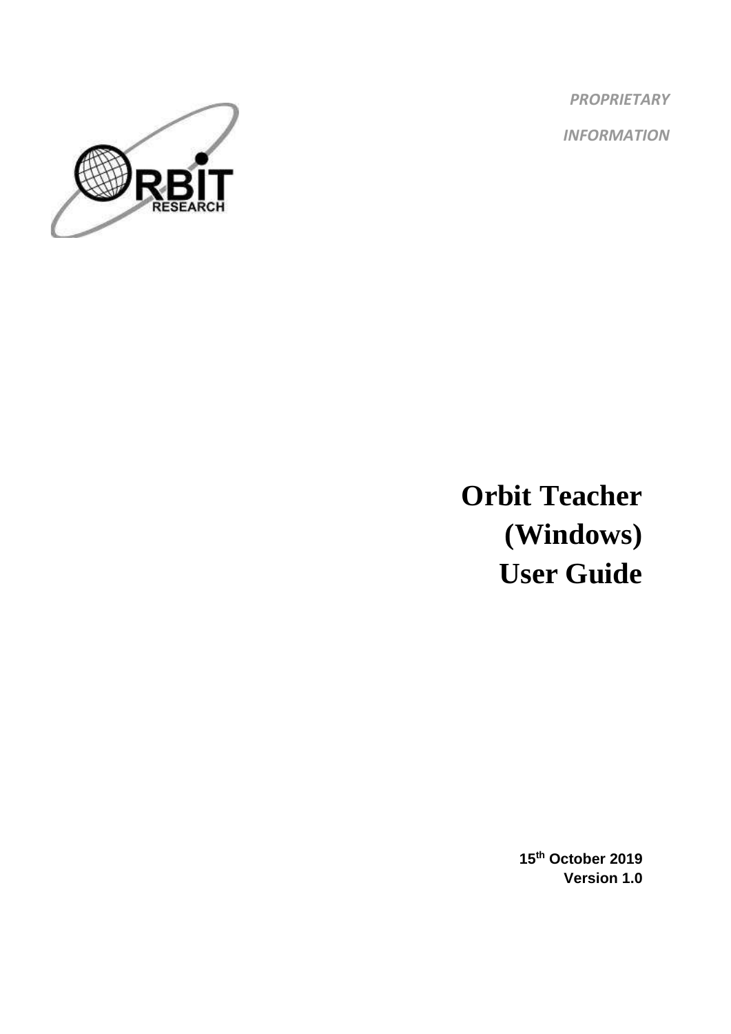*PROPRIETARY*

*INFORMATION*

# Orbit Teacher (Windows) User Guide

**15th October 2019**
**Version 1.0**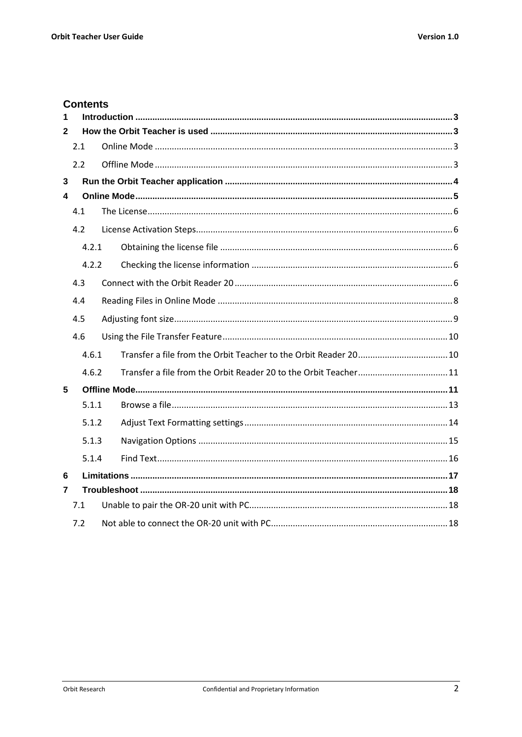# Contents

1 Introduction ........................................................................................................................ 3

2 How the Orbit Teacher is used ............................................................................................ 3

  2.1 Online Mode ................................................................................................................ 3

  2.2 Offline Mode ................................................................................................................ 3

3 Run the Orbit Teacher application ...................................................................................... 4

4 Online Mode ........................................................................................................................ 5

  4.1 The License ................................................................................................................... 6

  4.2 License Activation Steps ................................................................................................ 6

    4.2.1 Obtaining the license file ........................................................................................ 6

    4.2.2 Checking the license information ........................................................................... 6

  4.3 Connect with the Orbit Reader 20 ................................................................................ 6

  4.4 Reading Files in Online Mode ....................................................................................... 8

  4.5 Adjusting font size ......................................................................................................... 9

  4.6 Using the File Transfer Feature .................................................................................... 10

    4.6.1 Transfer a file from the Orbit Teacher to the Orbit Reader 20 ............................... 10

    4.6.2 Transfer a file from the Orbit Reader 20 to the Orbit Teacher ............................... 11

5 Offline Mode ....................................................................................................................... 11

    5.1.1 Browse a file ......................................................................................................... 13

    5.1.2 Adjust Text Formatting settings ............................................................................ 14

    5.1.3 Navigation Options ............................................................................................... 15

    5.1.4 Find Text ............................................................................................................... 16

6 Limitations ......................................................................................................................... 17

7 Troubleshoot ...................................................................................................................... 18

  7.1 Unable to pair the OR-20 unit with PC. ....................................................................... 18

  7.2 Not able to connect the OR-20 unit with PC. ............................................................... 18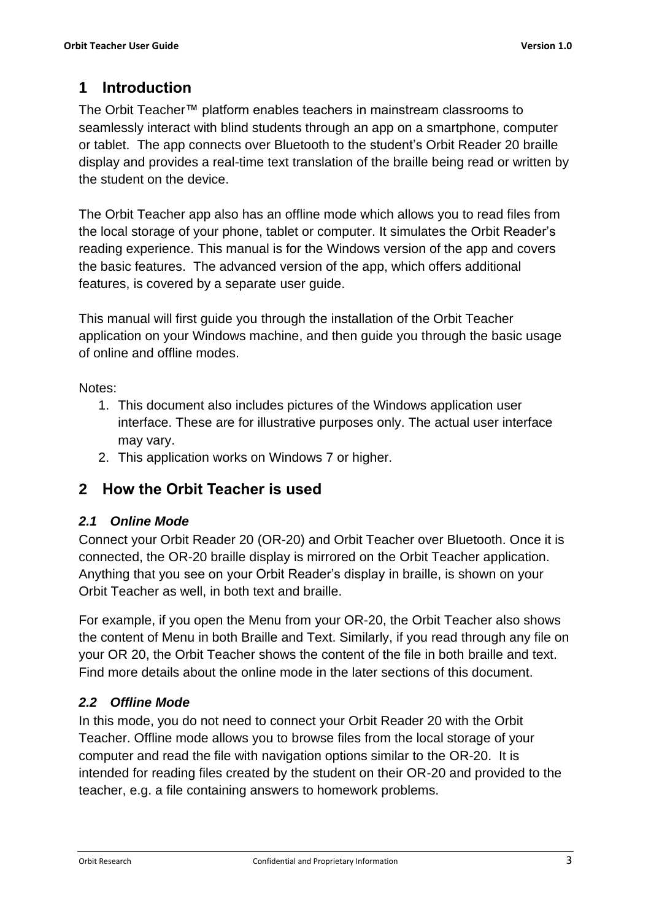# 1 Introduction

The Orbit Teacher™ platform enables teachers in mainstream classrooms to seamlessly interact with blind students through an app on a smartphone, computer or tablet. The app connects over Bluetooth to the student's Orbit Reader 20 braille display and provides a real-time text translation of the braille being read or written by the student on the device.

The Orbit Teacher app also has an offline mode which allows you to read files from the local storage of your phone, tablet or computer. It simulates the Orbit Reader's reading experience. This manual is for the Windows version of the app and covers the basic features. The advanced version of the app, which offers additional features, is covered by a separate user guide.

This manual will first guide you through the installation of the Orbit Teacher application on your Windows machine, and then guide you through the basic usage of online and offline modes.

Notes:

1. This document also includes pictures of the Windows application user interface. These are for illustrative purposes only. The actual user interface may vary.
2. This application works on Windows 7 or higher.

# 2 How the Orbit Teacher is used

## *2.1 Online Mode*

Connect your Orbit Reader 20 (OR-20) and Orbit Teacher over Bluetooth. Once it is connected, the OR-20 braille display is mirrored on the Orbit Teacher application. Anything that you see on your Orbit Reader's display in braille, is shown on your Orbit Teacher as well, in both text and braille.

For example, if you open the Menu from your OR-20, the Orbit Teacher also shows the content of Menu in both Braille and Text. Similarly, if you read through any file on your OR 20, the Orbit Teacher shows the content of the file in both braille and text. Find more details about the online mode in the later sections of this document.

## *2.2 Offline Mode*

In this mode, you do not need to connect your Orbit Reader 20 with the Orbit Teacher. Offline mode allows you to browse files from the local storage of your computer and read the file with navigation options similar to the OR-20. It is intended for reading files created by the student on their OR-20 and provided to the teacher, e.g. a file containing answers to homework problems.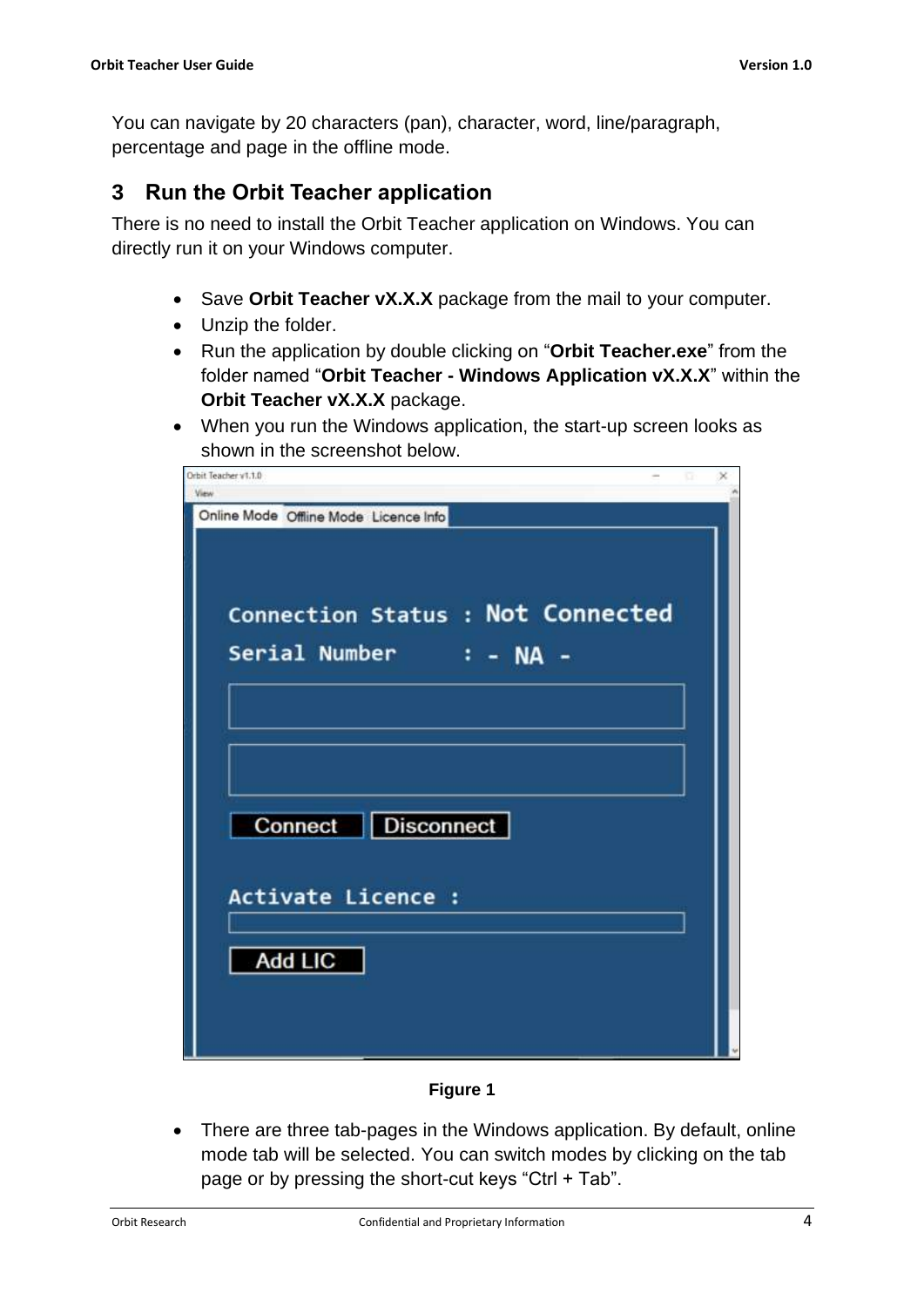You can navigate by 20 characters (pan), character, word, line/paragraph, percentage and page in the offline mode.

## 3 Run the Orbit Teacher application

There is no need to install the Orbit Teacher application on Windows. You can directly run it on your Windows computer.

- Save **Orbit Teacher vX.X.X** package from the mail to your computer.
- Unzip the folder.
- Run the application by double clicking on "**Orbit Teacher.exe**" from the folder named "**Orbit Teacher - Windows Application vX.X.X**" within the **Orbit Teacher vX.X.X** package.
- When you run the Windows application, the start-up screen looks as shown in the screenshot below.

**Figure 1**

- There are three tab-pages in the Windows application. By default, online mode tab will be selected. You can switch modes by clicking on the tab page or by pressing the short-cut keys "Ctrl + Tab".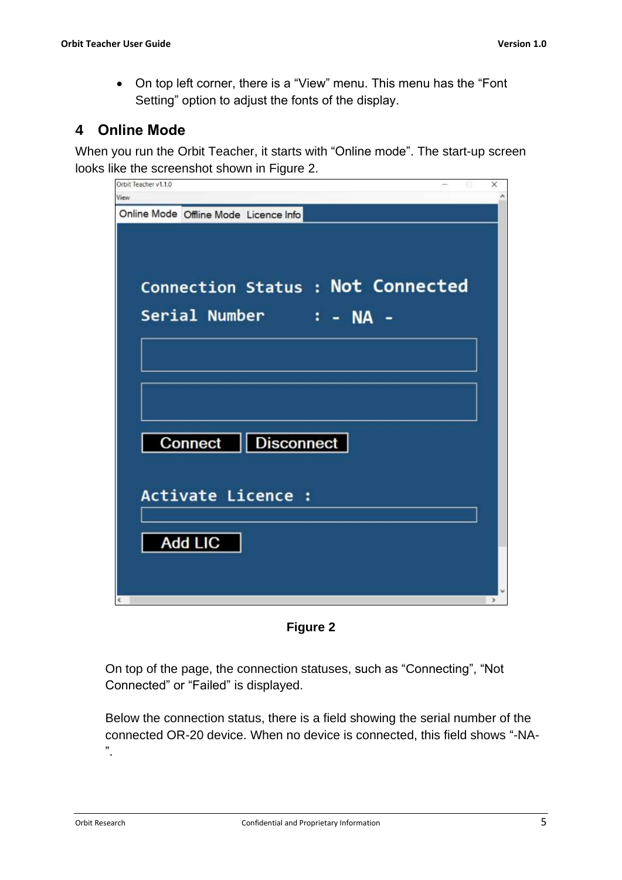- On top left corner, there is a "View" menu. This menu has the "Font Setting" option to adjust the fonts of the display.

# 4 Online Mode

When you run the Orbit Teacher, it starts with "Online mode". The start-up screen looks like the screenshot shown in Figure 2.

**Figure 2**

On top of the page, the connection statuses, such as "Connecting", "Not Connected" or "Failed" is displayed.

Below the connection status, there is a field showing the serial number of the connected OR-20 device. When no device is connected, this field shows "-NA-".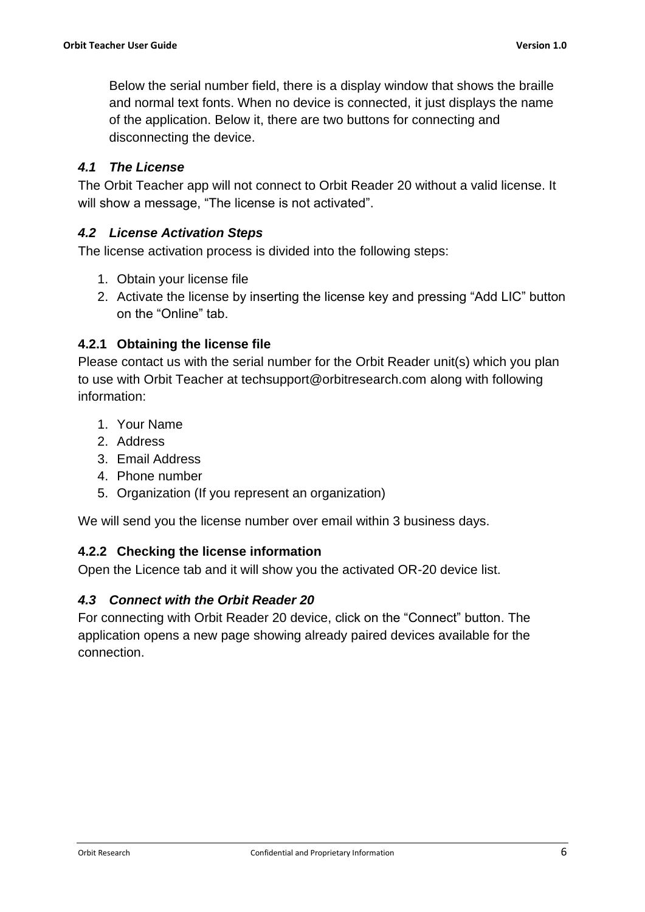Below the serial number field, there is a display window that shows the braille and normal text fonts. When no device is connected, it just displays the name of the application. Below it, there are two buttons for connecting and disconnecting the device.

## *4.1 The License*

The Orbit Teacher app will not connect to Orbit Reader 20 without a valid license. It will show a message, “The license is not activated”.

## *4.2 License Activation Steps*

The license activation process is divided into the following steps:

1. Obtain your license file
2. Activate the license by inserting the license key and pressing “Add LIC” button on the “Online” tab.

### 4.2.1 Obtaining the license file

Please contact us with the serial number for the Orbit Reader unit(s) which you plan to use with Orbit Teacher at techsupport@orbitresearch.com along with following information:

1. Your Name
2. Address
3. Email Address
4. Phone number
5. Organization (If you represent an organization)

We will send you the license number over email within 3 business days.

### 4.2.2 Checking the license information

Open the Licence tab and it will show you the activated OR-20 device list.

## *4.3 Connect with the Orbit Reader 20*

For connecting with Orbit Reader 20 device, click on the “Connect” button. The application opens a new page showing already paired devices available for the connection.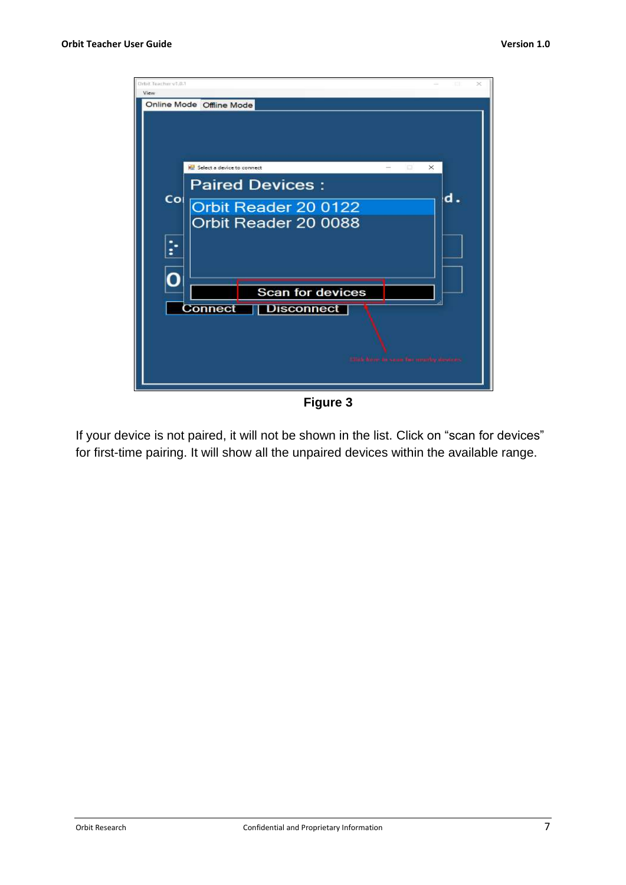Figure 3

If your device is not paired, it will not be shown in the list. Click on “scan for devices” for first-time pairing. It will show all the unpaired devices within the available range.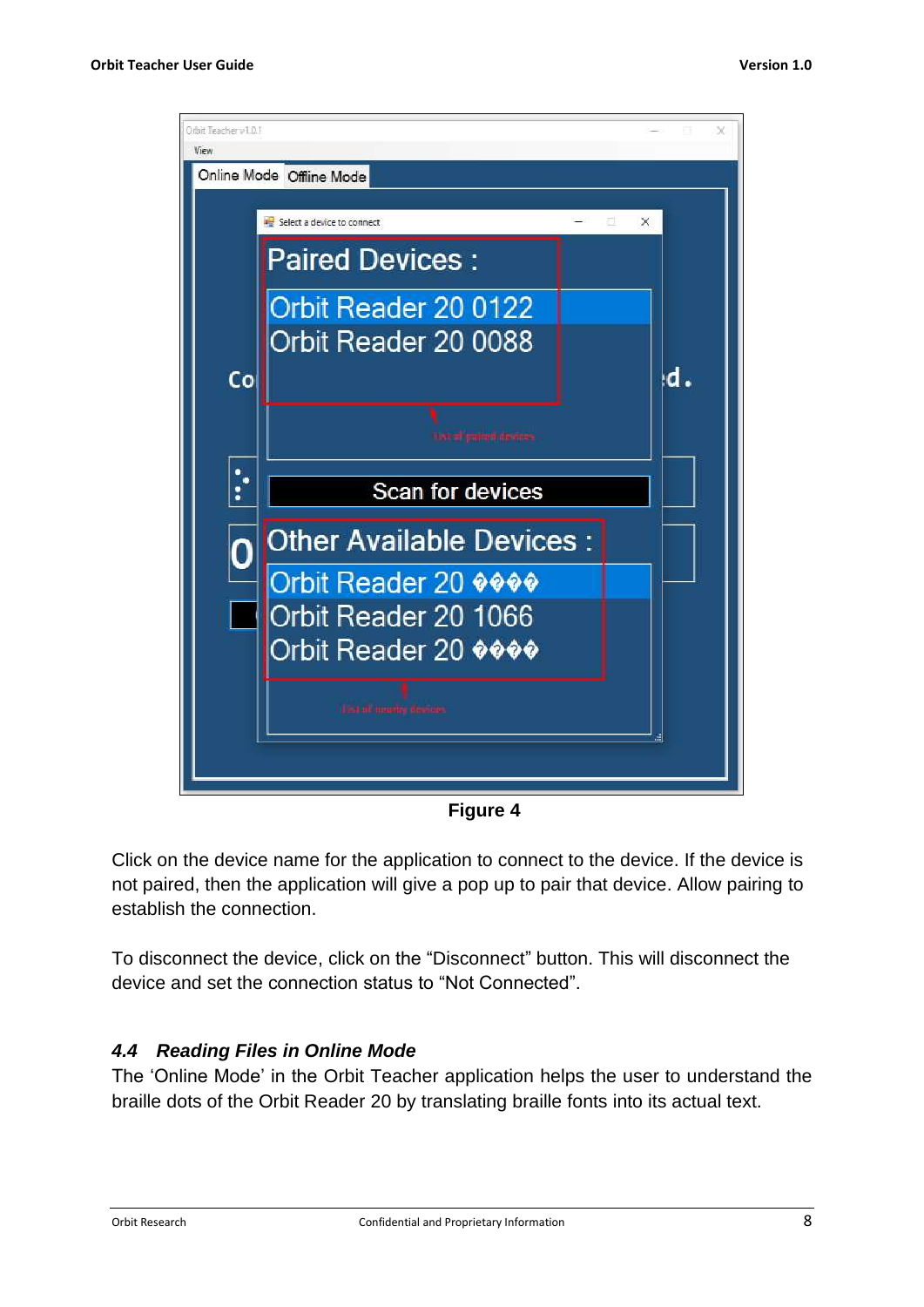Figure 4

Click on the device name for the application to connect to the device. If the device is not paired, then the application will give a pop up to pair that device. Allow pairing to establish the connection.

To disconnect the device, click on the “Disconnect” button. This will disconnect the device and set the connection status to “Not Connected”.

### *4.4 Reading Files in Online Mode*

The ‘Online Mode’ in the Orbit Teacher application helps the user to understand the braille dots of the Orbit Reader 20 by translating braille fonts into its actual text.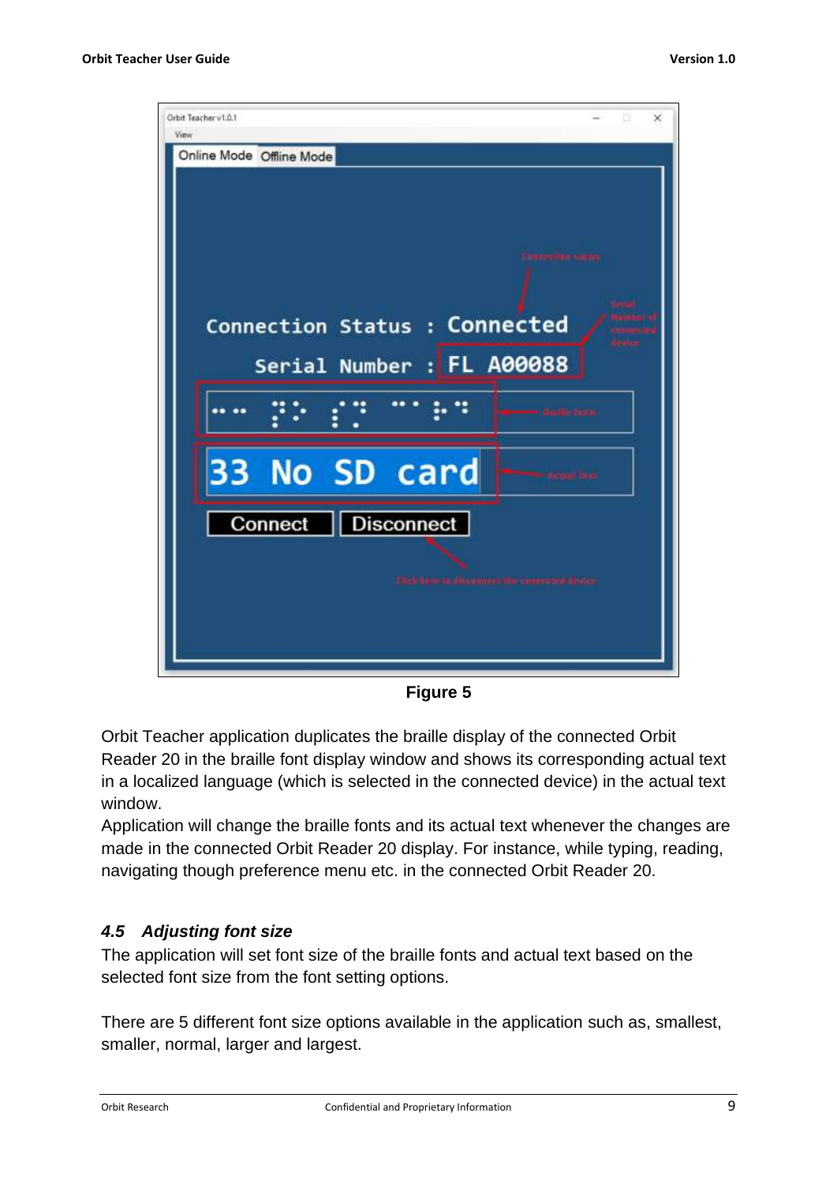Figure 5

Orbit Teacher application duplicates the braille display of the connected Orbit Reader 20 in the braille font display window and shows its corresponding actual text in a localized language (which is selected in the connected device) in the actual text window.

Application will change the braille fonts and its actual text whenever the changes are made in the connected Orbit Reader 20 display. For instance, while typing, reading, navigating though preference menu etc. in the connected Orbit Reader 20.

### *4.5 Adjusting font size*

The application will set font size of the braille fonts and actual text based on the selected font size from the font setting options.

There are 5 different font size options available in the application such as, smallest, smaller, normal, larger and largest.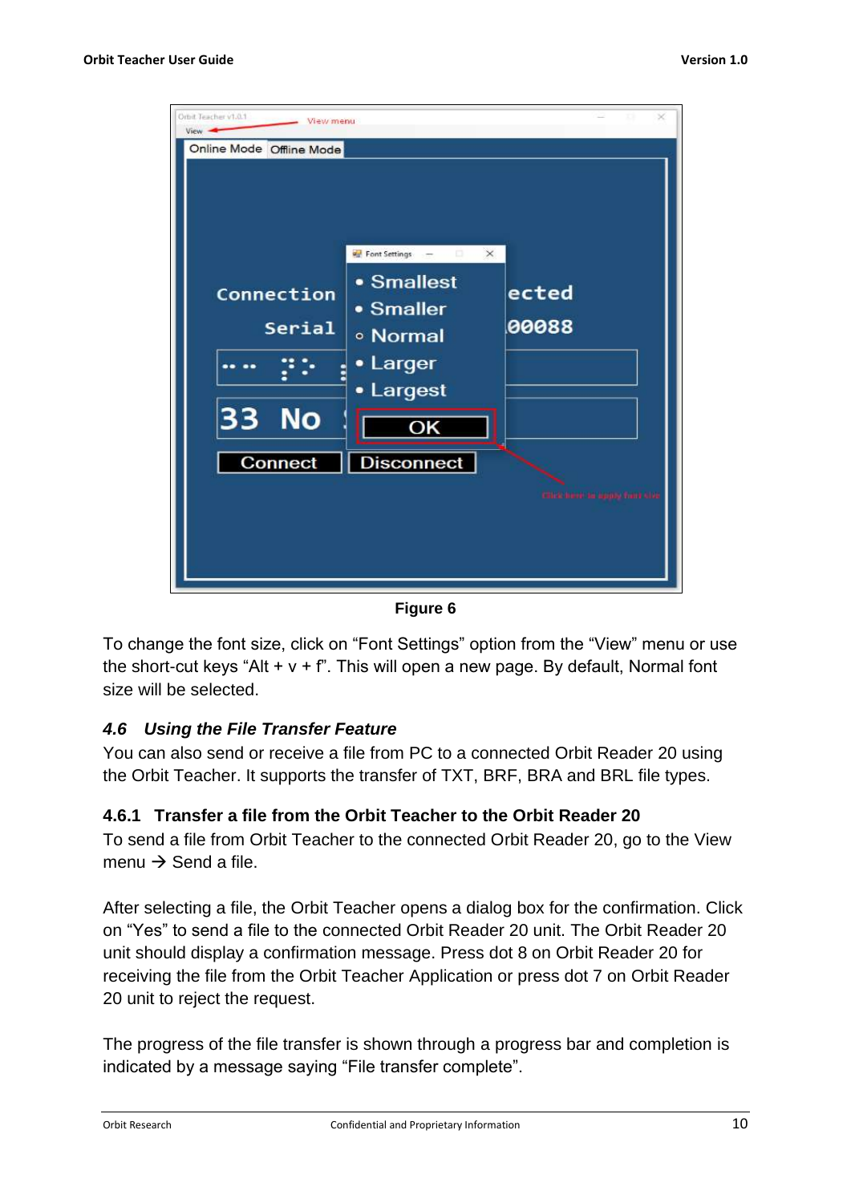Figure 6

To change the font size, click on “Font Settings” option from the “View” menu or use the short-cut keys “Alt + v + f”. This will open a new page. By default, Normal font size will be selected.

### *4.6 Using the File Transfer Feature*

You can also send or receive a file from PC to a connected Orbit Reader 20 using the Orbit Teacher. It supports the transfer of TXT, BRF, BRA and BRL file types.

#### 4.6.1 Transfer a file from the Orbit Teacher to the Orbit Reader 20

To send a file from Orbit Teacher to the connected Orbit Reader 20, go to the View menu → Send a file.

After selecting a file, the Orbit Teacher opens a dialog box for the confirmation. Click on “Yes” to send a file to the connected Orbit Reader 20 unit. The Orbit Reader 20 unit should display a confirmation message. Press dot 8 on Orbit Reader 20 for receiving the file from the Orbit Teacher Application or press dot 7 on Orbit Reader 20 unit to reject the request.

The progress of the file transfer is shown through a progress bar and completion is indicated by a message saying “File transfer complete”.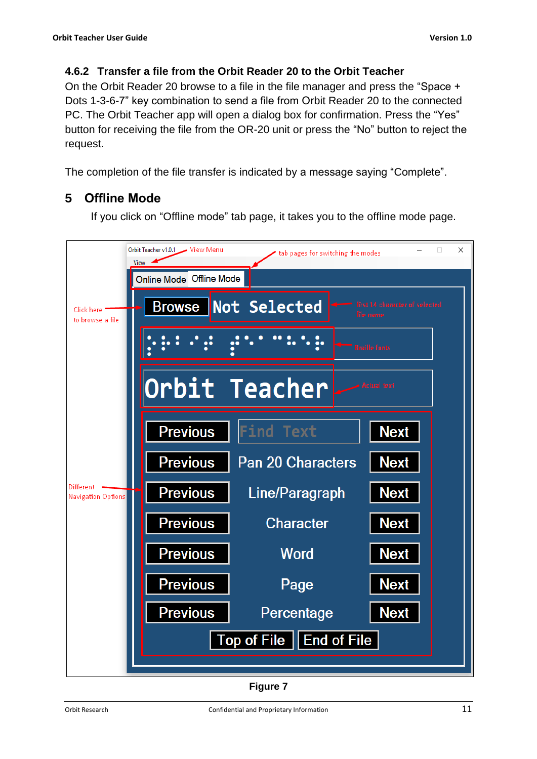### 4.6.2 Transfer a file from the Orbit Reader 20 to the Orbit Teacher

On the Orbit Reader 20 browse to a file in the file manager and press the “Space + Dots 1-3-6-7” key combination to send a file from Orbit Reader 20 to the connected PC. The Orbit Teacher app will open a dialog box for confirmation. Press the “Yes” button for receiving the file from the OR-20 unit or press the “No” button to reject the request.

The completion of the file transfer is indicated by a message saying “Complete”.

# 5 Offline Mode

If you click on “Offline mode” tab page, it takes you to the offline mode page.

**Figure 7**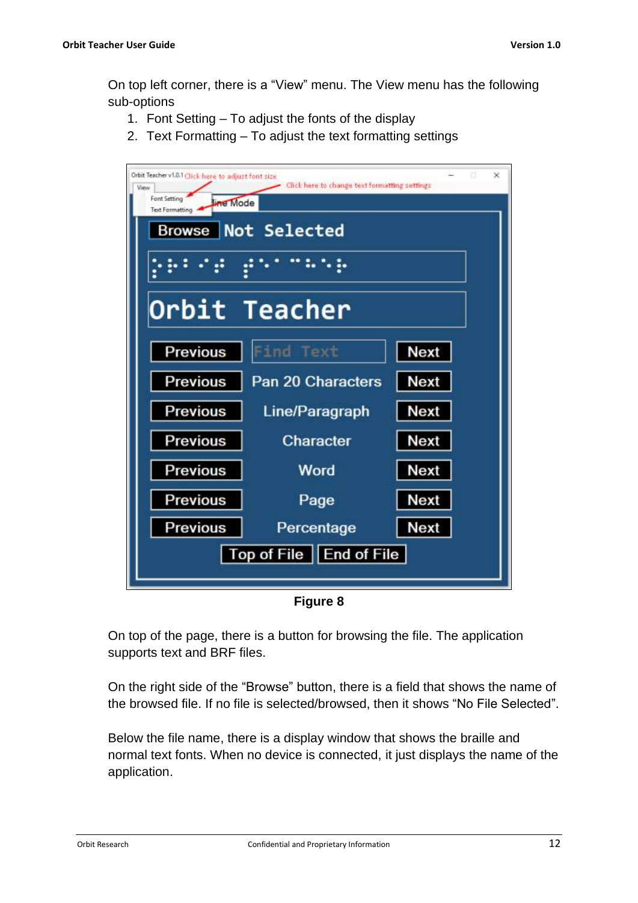On top left corner, there is a “View” menu. The View menu has the following sub-options

1. Font Setting – To adjust the fonts of the display
2. Text Formatting – To adjust the text formatting settings

**Figure 8**

On top of the page, there is a button for browsing the file. The application supports text and BRF files.

On the right side of the “Browse” button, there is a field that shows the name of the browsed file. If no file is selected/browsed, then it shows “No File Selected”.

Below the file name, there is a display window that shows the braille and normal text fonts. When no device is connected, it just displays the name of the application.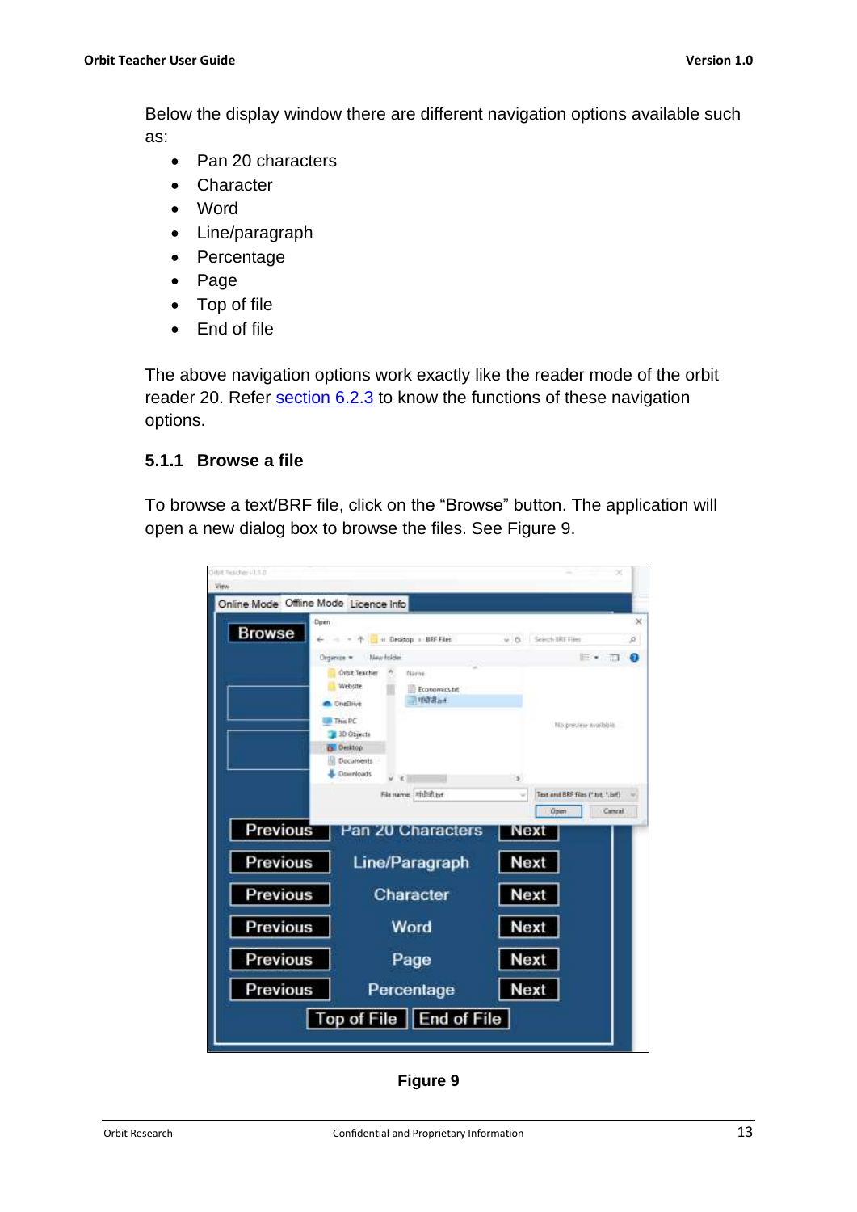Below the display window there are different navigation options available such as:

- Pan 20 characters
- Character
- Word
- Line/paragraph
- Percentage
- Page
- Top of file
- End of file

The above navigation options work exactly like the reader mode of the orbit reader 20. Refer section 6.2.3 to know the functions of these navigation options.

### 5.1.1 Browse a file

To browse a text/BRF file, click on the “Browse” button. The application will open a new dialog box to browse the files. See Figure 9.

**Figure 9**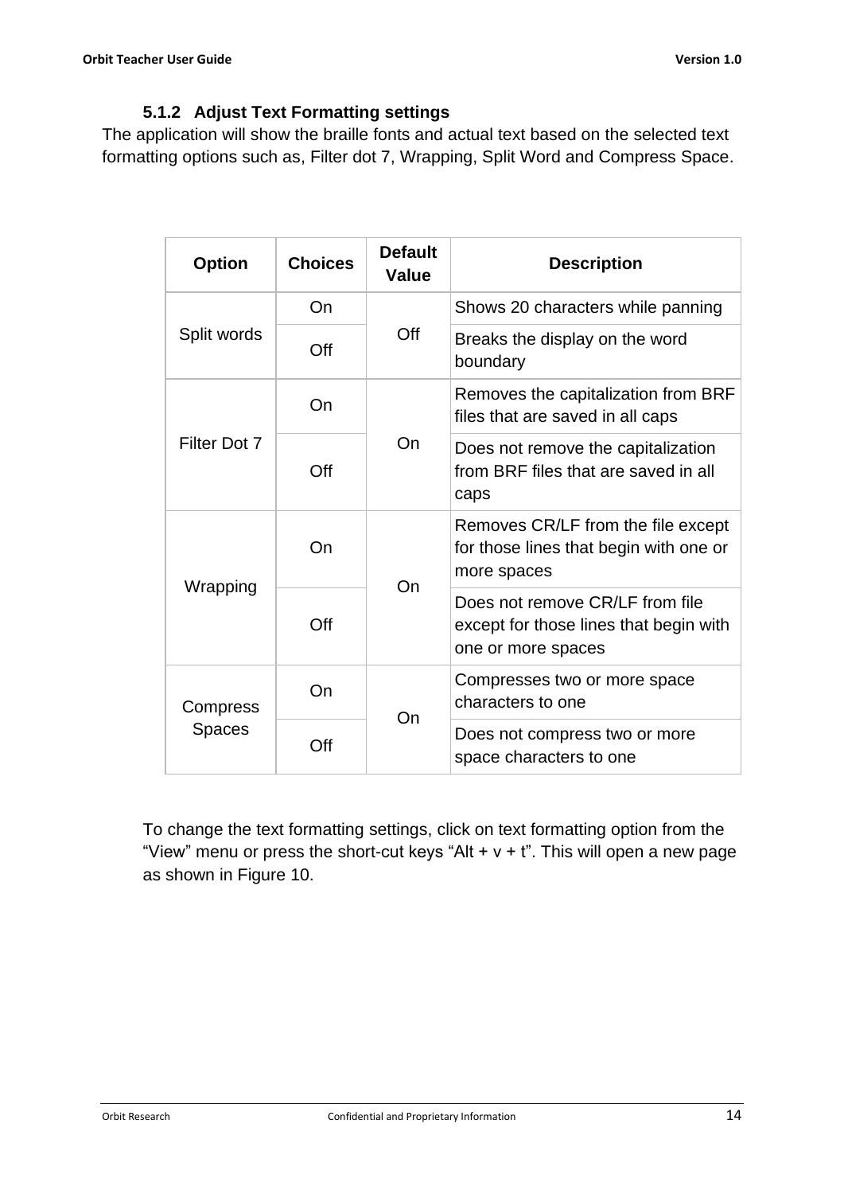### 5.1.2 Adjust Text Formatting settings

The application will show the braille fonts and actual text based on the selected text formatting options such as, Filter dot 7, Wrapping, Split Word and Compress Space.

| Option | Choices | Default Value | Description |
|---|---|---|---|
| Split words | On | Off | Shows 20 characters while panning |
| | Off | | Breaks the display on the word boundary |
| Filter Dot 7 | On | On | Removes the capitalization from BRF files that are saved in all caps |
| | Off | | Does not remove the capitalization from BRF files that are saved in all caps |
| Wrapping | On | On | Removes CR/LF from the file except for those lines that begin with one or more spaces |
| | Off | | Does not remove CR/LF from file except for those lines that begin with one or more spaces |
| Compress Spaces | On | On | Compresses two or more space characters to one |
| | Off | | Does not compress two or more space characters to one |

To change the text formatting settings, click on text formatting option from the “View” menu or press the short-cut keys “Alt + v + t”. This will open a new page as shown in Figure 10.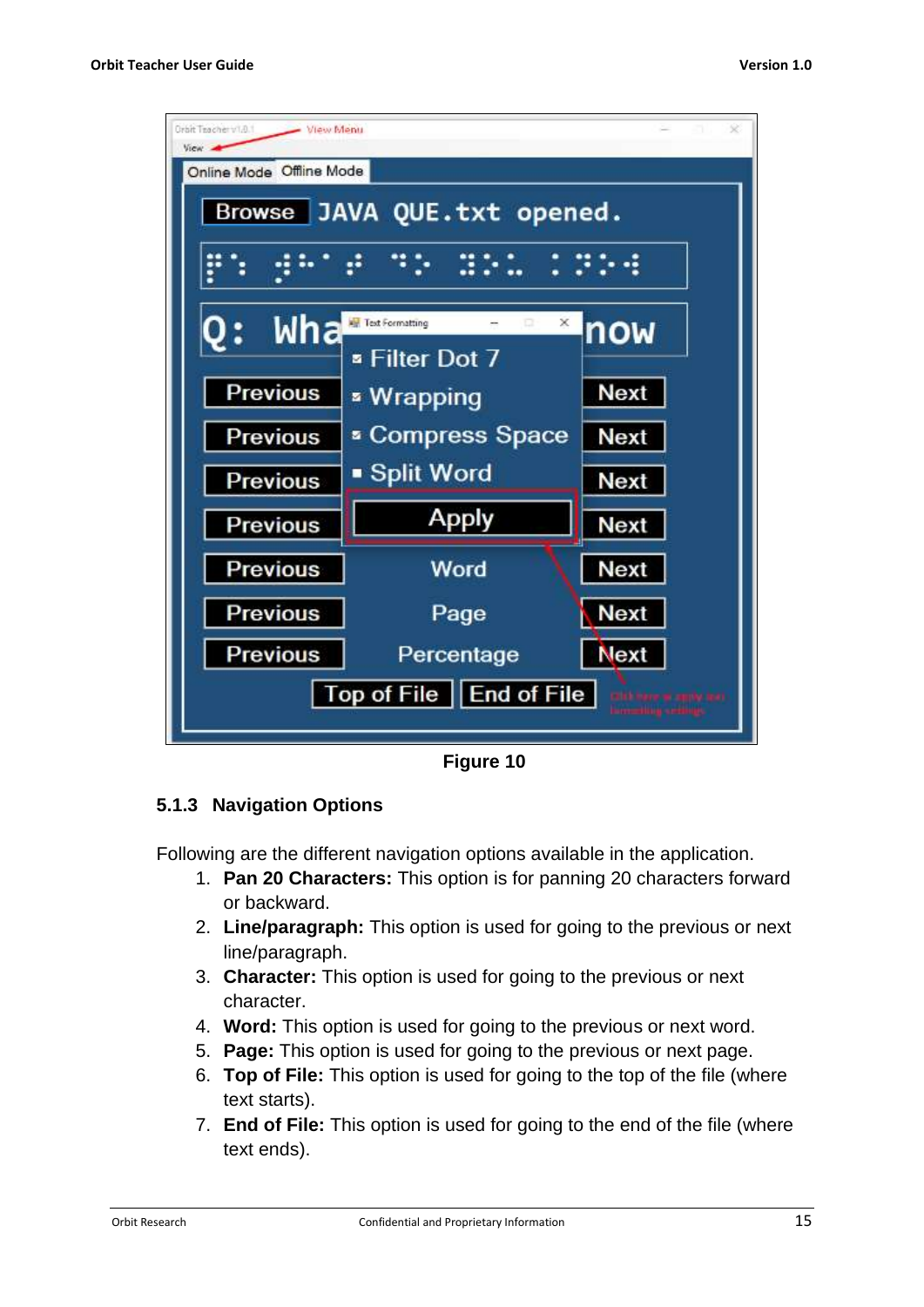Figure 10

### 5.1.3 Navigation Options

Following are the different navigation options available in the application.

1. **Pan 20 Characters:** This option is for panning 20 characters forward or backward.
2. **Line/paragraph:** This option is used for going to the previous or next line/paragraph.
3. **Character:** This option is used for going to the previous or next character.
4. **Word:** This option is used for going to the previous or next word.
5. **Page:** This option is used for going to the previous or next page.
6. **Top of File:** This option is used for going to the top of the file (where text starts).
7. **End of File:** This option is used for going to the end of the file (where text ends).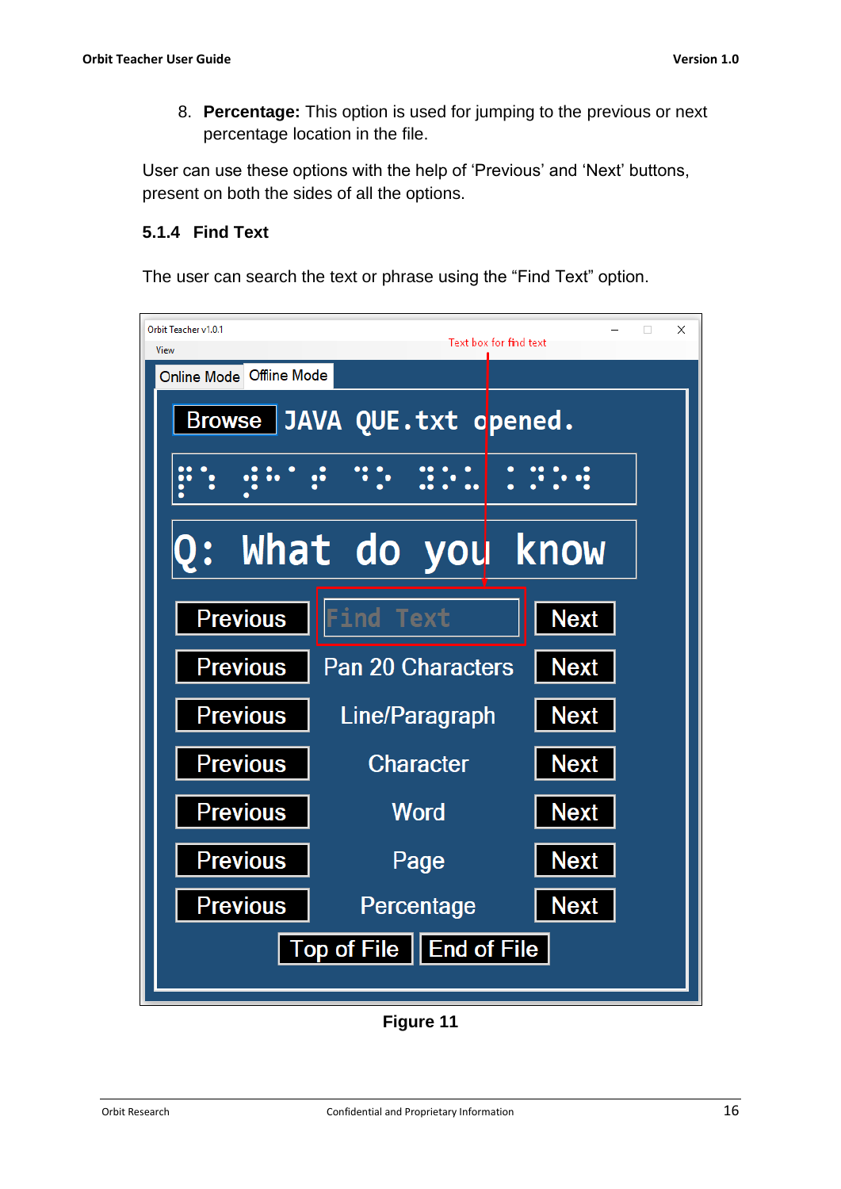8. **Percentage:** This option is used for jumping to the previous or next percentage location in the file.

User can use these options with the help of 'Previous' and 'Next' buttons, present on both the sides of all the options.

### 5.1.4 Find Text

The user can search the text or phrase using the "Find Text" option.

**Figure 11**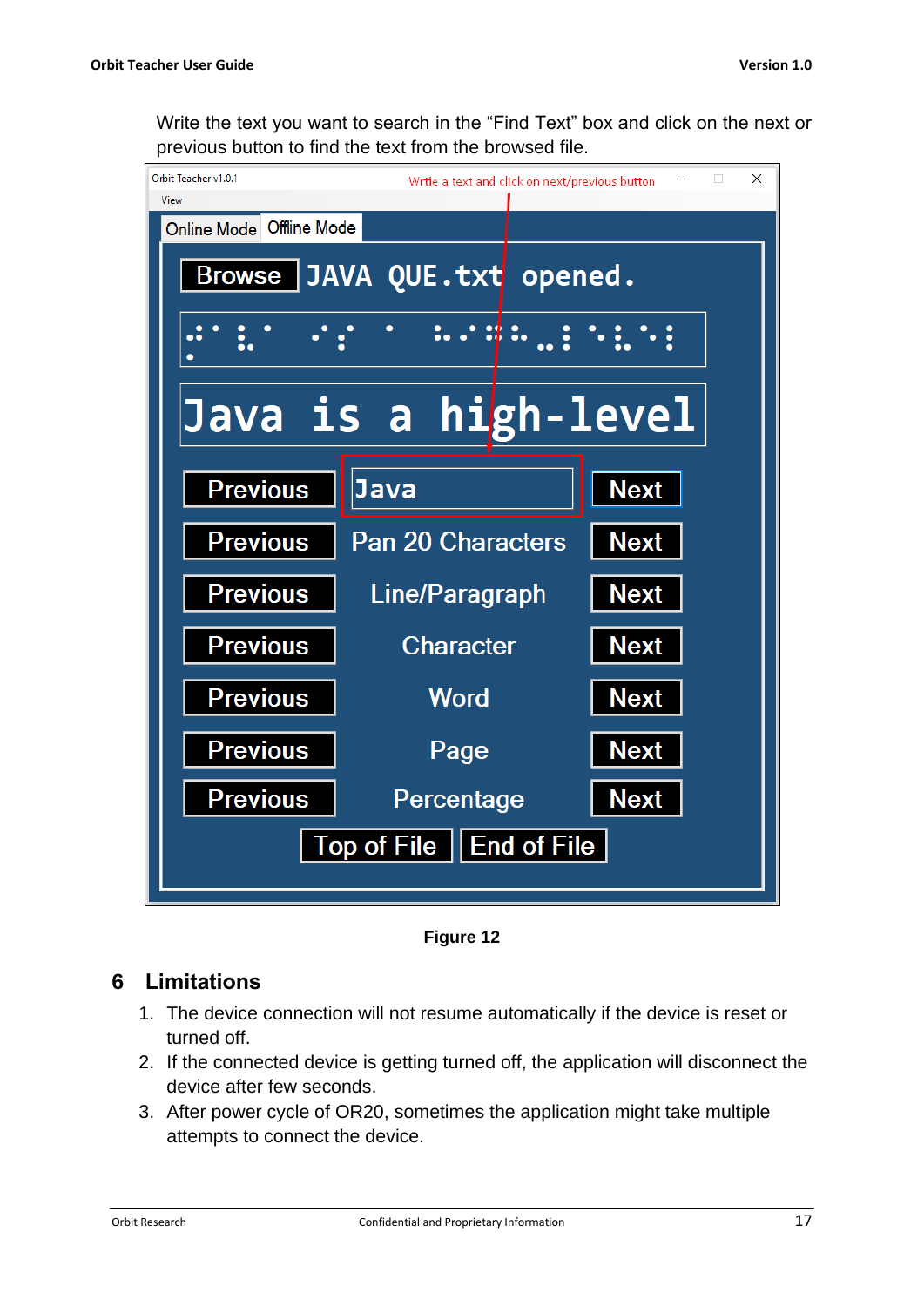Write the text you want to search in the “Find Text” box and click on the next or previous button to find the text from the browsed file.

Figure 12

## 6 Limitations

1. The device connection will not resume automatically if the device is reset or turned off.
2. If the connected device is getting turned off, the application will disconnect the device after few seconds.
3. After power cycle of OR20, sometimes the application might take multiple attempts to connect the device.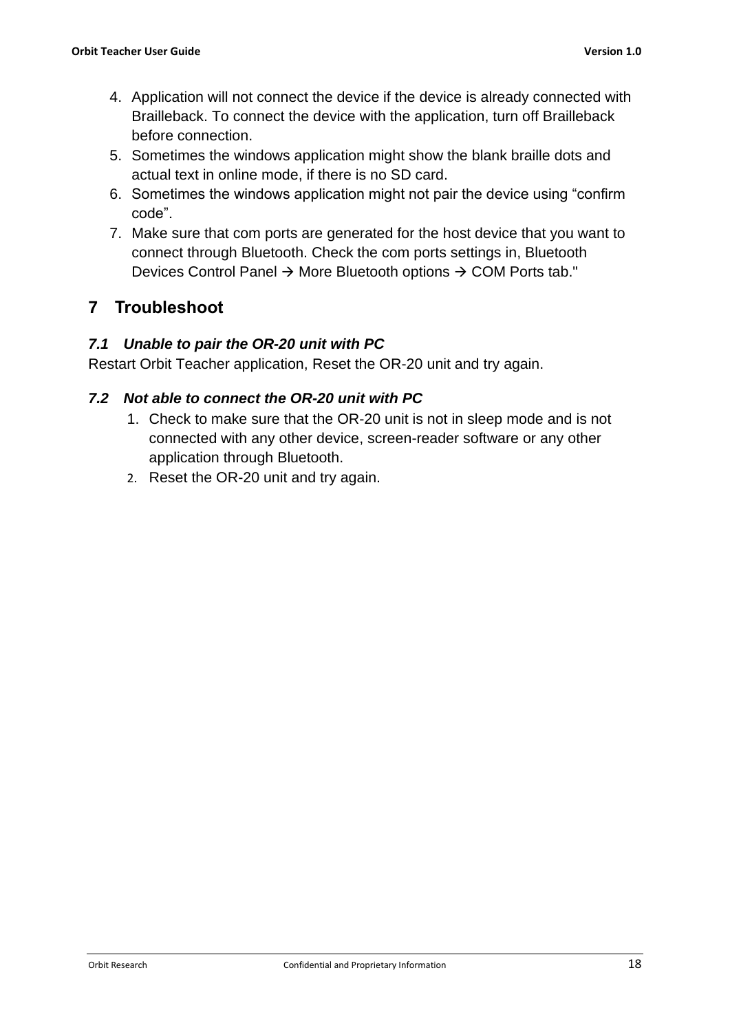4. Application will not connect the device if the device is already connected with Brailleback. To connect the device with the application, turn off Brailleback before connection.
5. Sometimes the windows application might show the blank braille dots and actual text in online mode, if there is no SD card.
6. Sometimes the windows application might not pair the device using “confirm code”.
7. Make sure that com ports are generated for the host device that you want to connect through Bluetooth. Check the com ports settings in, Bluetooth Devices Control Panel → More Bluetooth options → COM Ports tab."

# 7 Troubleshoot

## *7.1 Unable to pair the OR-20 unit with PC*

Restart Orbit Teacher application, Reset the OR-20 unit and try again.

## *7.2 Not able to connect the OR-20 unit with PC*

1. Check to make sure that the OR-20 unit is not in sleep mode and is not connected with any other device, screen-reader software or any other application through Bluetooth.
2. Reset the OR-20 unit and try again.